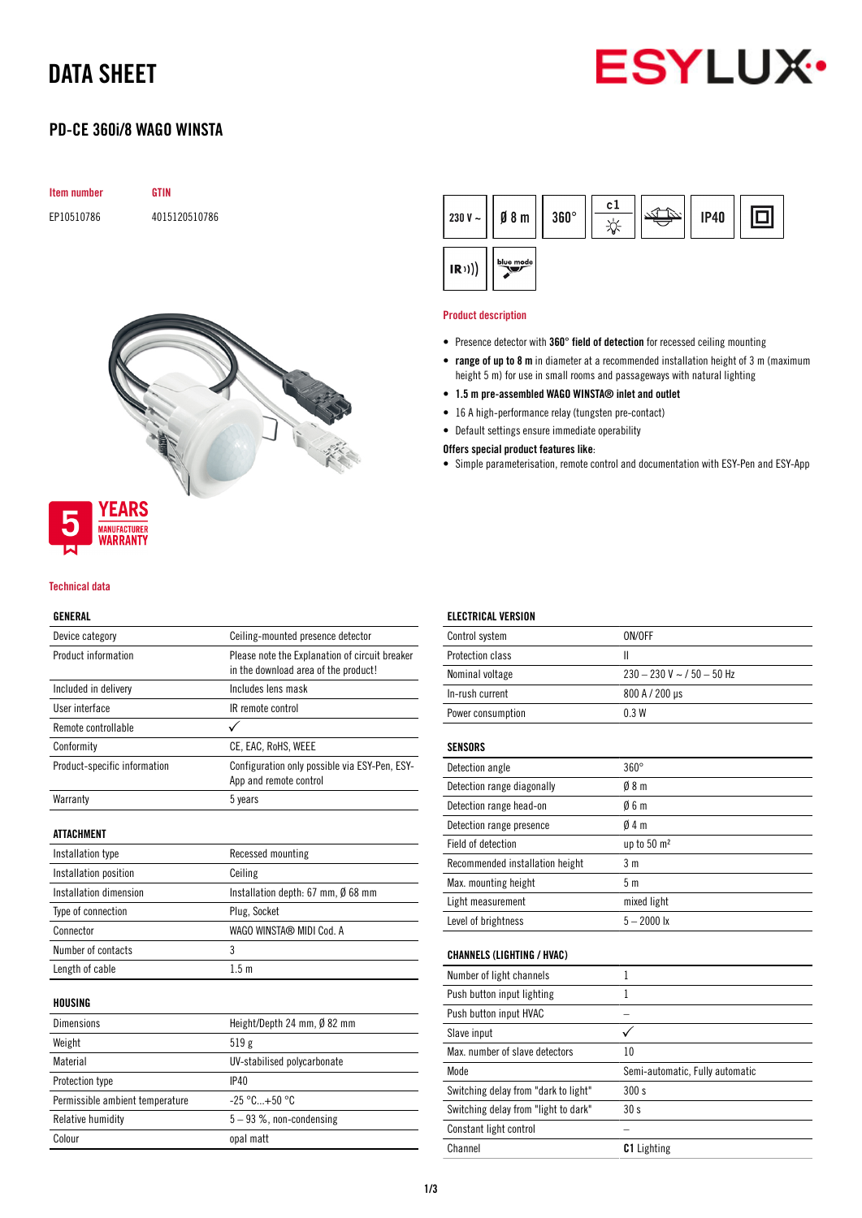# DATA SHEET

## PD-CE 360i/8 WAGO WINSTA

| Item number | GTIN |
|---|---|
| EP10510786 | 4015120510786 |

230 V ~ | Ø 8 m | 360° | c1 | IP40 | IR | blue mode

5 YEARS MANUFACTURER WARRANTY

### Product description

- Presence detector with **360° field of detection** for recessed ceiling mounting
- **range of up to 8 m** in diameter at a recommended installation height of 3 m (maximum height 5 m) for use in small rooms and passageways with natural lighting
- **1.5 m pre-assembled WAGO WINSTA® inlet and outlet**
- 16 A high-performance relay (tungsten pre-contact)
- Default settings ensure immediate operability

**Offers special product features like:**

- Simple parameterisation, remote control and documentation with ESY-Pen and ESY-App

### Technical data

| GENERAL | |
|---|---|
| Device category | Ceiling-mounted presence detector |
| Product information | Please note the Explanation of circuit breaker in the download area of the product! |
| Included in delivery | Includes lens mask |
| User interface | IR remote control |
| Remote controllable | ✓ |
| Conformity | CE, EAC, RoHS, WEEE |
| Product-specific information | Configuration only possible via ESY-Pen, ESY-App and remote control |
| Warranty | 5 years |

| ATTACHMENT | |
|---|---|
| Installation type | Recessed mounting |
| Installation position | Ceiling |
| Installation dimension | Installation depth: 67 mm, Ø 68 mm |
| Type of connection | Plug, Socket |
| Connector | WAGO WINSTA® MIDI Cod. A |
| Number of contacts | 3 |
| Length of cable | 1.5 m |

| HOUSING | |
|---|---|
| Dimensions | Height/Depth 24 mm, Ø 82 mm |
| Weight | 519 g |
| Material | UV-stabilised polycarbonate |
| Protection type | IP40 |
| Permissible ambient temperature | -25 °C...+50 °C |
| Relative humidity | 5 – 93 %, non-condensing |
| Colour | opal matt |

| ELECTRICAL VERSION | |
|---|---|
| Control system | ON/OFF |
| Protection class | II |
| Nominal voltage | 230 – 230 V ~ / 50 – 50 Hz |
| In-rush current | 800 A / 200 µs |
| Power consumption | 0.3 W |

| SENSORS | |
|---|---|
| Detection angle | 360° |
| Detection range diagonally | Ø 8 m |
| Detection range head-on | Ø 6 m |
| Detection range presence | Ø 4 m |
| Field of detection | up to 50 m² |
| Recommended installation height | 3 m |
| Max. mounting height | 5 m |
| Light measurement | mixed light |
| Level of brightness | 5 – 2000 lx |

| CHANNELS (LIGHTING / HVAC) | |
|---|---|
| Number of light channels | 1 |
| Push button input lighting | 1 |
| Push button input HVAC | – |
| Slave input | ✓ |
| Max. number of slave detectors | 10 |
| Mode | Semi-automatic, Fully automatic |
| Switching delay from "dark to light" | 300 s |
| Switching delay from "light to dark" | 30 s |
| Constant light control | – |
| Channel | **C1** Lighting |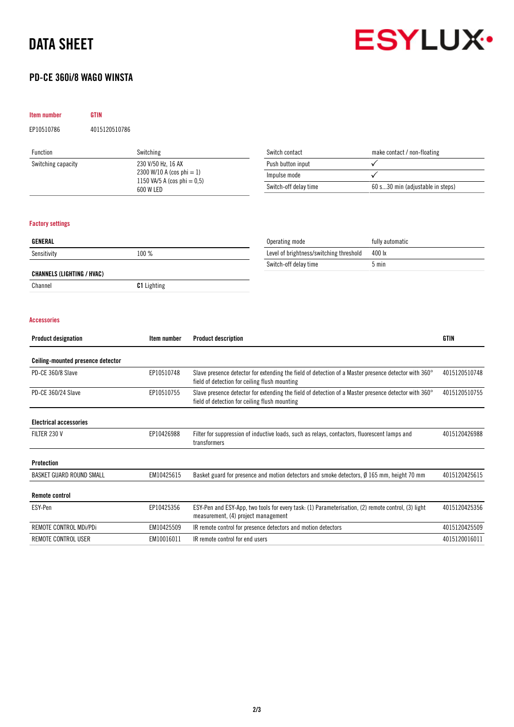# DATA SHEET

ESYLUX

## PD-CE 360i/8 WAGO WINSTA

| Item number | GTIN |
|---|---|
| EP10510786 | 4015120510786 |

| Function | Switching |
|---|---|
| Switching capacity | 230 V/50 Hz, 16 AX<br>2300 W/10 A (cos phi = 1)<br>1150 VA/5 A (cos phi = 0,5)<br>600 W LED |

| Switch contact | make contact / non-floating |
|---|---|
| Push button input | ✓ |
| Impulse mode | ✓ |
| Switch-off delay time | 60 s...30 min (adjustable in steps) |

### Factory settings

| GENERAL | |
|---|---|
| Sensitivity | 100 % |

| CHANNELS (LIGHTING / HVAC) | |
|---|---|
| Channel | **C1** Lighting |

| Operating mode | fully automatic |
|---|---|
| Level of brightness/switching threshold | 400 lx |
| Switch-off delay time | 5 min |

### Accessories

| Product designation | Item number | Product description | GTIN |
|---|---|---|---|
| **Ceiling-mounted presence detector** | | | |
| PD-CE 360/8 Slave | EP10510748 | Slave presence detector for extending the field of detection of a Master presence detector with 360° field of detection for ceiling flush mounting | 4015120510748 |
| PD-CE 360/24 Slave | EP10510755 | Slave presence detector for extending the field of detection of a Master presence detector with 360° field of detection for ceiling flush mounting | 4015120510755 |
| **Electrical accessories** | | | |
| FILTER 230 V | EP10426988 | Filter for suppression of inductive loads, such as relays, contactors, fluorescent lamps and transformers | 4015120426988 |
| **Protection** | | | |
| BASKET GUARD ROUND SMALL | EM10425615 | Basket guard for presence and motion detectors and smoke detectors, Ø 165 mm, height 70 mm | 4015120425615 |
| **Remote control** | | | |
| ESY-Pen | EP10425356 | ESY-Pen and ESY-App, two tools for every task: (1) Parameterisation, (2) remote control, (3) light measurement, (4) project management | 4015120425356 |
| REMOTE CONTROL MDi/PDi | EM10425509 | IR remote control for presence detectors and motion detectors | 4015120425509 |
| REMOTE CONTROL USER | EM10016011 | IR remote control for end users | 4015120016011 |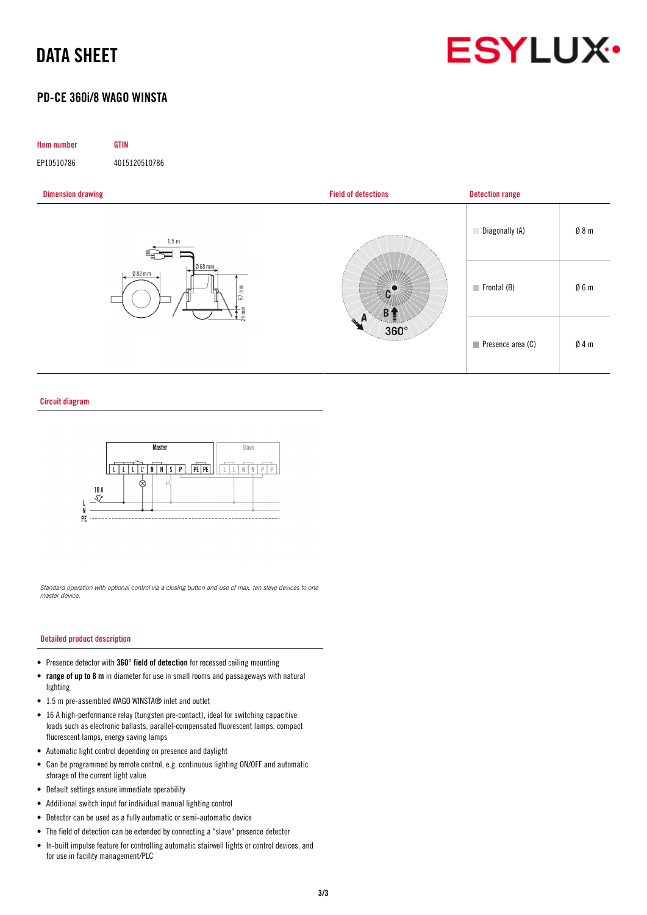# DATA SHEET

ESYLUX

## PD-CE 360i/8 WAGO WINSTA

| Item number | GTIN |
|---|---|
| EP10510786 | 4015120510786 |

### Dimension drawing

1,5 m

Ø 82 mm

Ø 68 mm

67 mm

24 mm

### Field of detections

A

B

C

360°

### Detection range

| | |
|---|---|
| Diagonally (A) | Ø 8 m |
| Frontal (B) | Ø 6 m |
| Presence area (C) | Ø 4 m |

### Circuit diagram

Master

Slave

L L L L' N N S P PE PE

L L N N P P

10 A

L

N

PE

*Standard operation with optional control via a closing button and use of max. ten slave devices to one master device.*

### Detailed product description

- Presence detector with **360° field of detection** for recessed ceiling mounting
- **range of up to 8 m** in diameter for use in small rooms and passageways with natural lighting
- 1.5 m pre-assembled WAGO WINSTA® inlet and outlet
- 16 A high-performance relay (tungsten pre-contact), ideal for switching capacitive loads such as electronic ballasts, parallel-compensated fluorescent lamps, compact fluorescent lamps, energy saving lamps
- Automatic light control depending on presence and daylight
- Can be programmed by remote control, e.g. continuous lighting ON/OFF and automatic storage of the current light value
- Default settings ensure immediate operability
- Additional switch input for individual manual lighting control
- Detector can be used as a fully automatic or semi-automatic device
- The field of detection can be extended by connecting a "slave" presence detector
- In-built impulse feature for controlling automatic stairwell lights or control devices, and for use in facility management/PLC